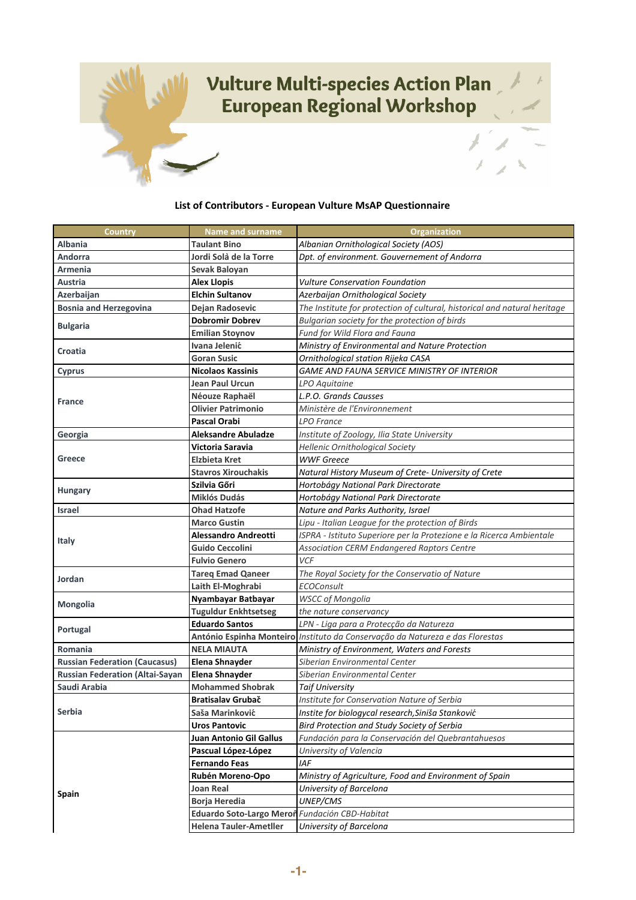# Vulture Multi-species Action Plan European Regional Workshop

## List of Contributors - European Vulture MsAP Questionnaire

| Country | Name and surname | Organization |
|---|---|---|
| **Albania** | **Taulant Bino** | *Albanian Ornithological Society (AOS)* |
| **Andorra** | **Jordi Solà de la Torre** | *Dpt. of environment. Gouvernement of Andorra* |
| **Armenia** | **Sevak Baloyan** | |
| **Austria** | **Alex Llopis** | *Vulture Conservation Foundation* |
| **Azerbaijan** | **Elchin Sultanov** | *Azerbaijan Orinthological Society* |
| **Bosnia and Herzegovina** | **Dejan Radosevic** | *The Institute for protection of cultural, historical and natural heritage* |
| **Bulgaria** | **Dobromir Dobrev** | *Bulgarian society for the protection of birds* |
| | **Emilian Stoynov** | *Fund for Wild Flora and Fauna* |
| **Croatia** | **Ivana Jelenić** | *Ministry of Environmental and Nature Protection* |
| | **Goran Susic** | *Ornithological station Rijeka CASA* |
| **Cyprus** | **Nicolaos Kassinis** | *GAME AND FAUNA SERVICE MINISTRY OF INTERIOR* |
| **France** | **Jean Paul Urcun** | *LPO Aquitaine* |
| | **Néouze Raphaël** | *L.P.O. Grands Causses* |
| | **Olivier Patrimonio** | *Ministère de l'Environnement* |
| | **Pascal Orabi** | *LPO France* |
| **Georgia** | **Aleksandre Abuladze** | *Institute of Zoology, Ilia State University* |
| **Greece** | **Victoria Saravia** | *Hellenic Ornithological Society* |
| | **Elzbieta Kret** | *WWF Greece* |
| | **Stavros Xirouchakis** | *Natural History Museum of Crete- University of Crete* |
| **Hungary** | **Szilvia Gőri** | *Hortobágy National Park Directorate* |
| | **Miklós Dudás** | *Hortobágy National Park Directorate* |
| **Israel** | **Ohad Hatzofe** | *Nature and Parks Authority, Israel* |
| **Italy** | **Marco Gustin** | *Lipu - Italian League for the protection of Birds* |
| | **Alessandro Andreotti** | *ISPRA - Istituto Superiore per la Protezione e la Ricerca Ambientale* |
| | **Guido Ceccolini** | *Association CERM Endangered Raptors Centre* |
| | **Fulvio Genero** | *VCF* |
| **Jordan** | **Tareq Emad Qaneer** | *The Royal Society for the Conservatio of Nature* |
| | **Laith El-Moghrabi** | *ECOConsult* |
| **Mongolia** | **Nyambayar Batbayar** | *WSCC of Mongolia* |
| | **Tuguldur Enkhtsetseg** | *the nature conservancy* |
| **Portugal** | **Eduardo Santos** | *LPN - Liga para a Protecção da Natureza* |
| | **António Espinha Monteiro** | *Instituto da Conservação da Natureza e das Florestas* |
| **Romania** | **NELA MIAUTA** | *Ministry of Environment, Waters and Forests* |
| **Russian Federation (Caucasus)** | **Elena Shnayder** | *Siberian Environmental Center* |
| **Russian Federation (Altai-Sayan** | **Elena Shnayder** | *Siberian Environmental Center* |
| **Saudi Arabia** | **Mohammed Shobrak** | *Taif University* |
| **Serbia** | **Bratislav Grubač** | *Institute for Conservation Nature of Serbia* |
| | **Saša Marinković** | *Instite for biologycal research,Siniša Stanković* |
| | **Uros Pantovic** | *Bird Protection and Study Society of Serbia* |
| **Spain** | **Juan Antonio Gil Gallus** | *Fundación para la Conservación del Quebrantahuesos* |
| | **Pascual López-López** | *University of Valencia* |
| | **Fernando Feas** | *IAF* |
| | **Rubén Moreno-Opo** | *Ministry of Agriculture, Food and Environment of Spain* |
| | **Joan Real** | *University of Barcelona* |
| | **Borja Heredia** | *UNEP/CMS* |
| | **Eduardo Soto-Largo Meron** | *Fundación CBD-Habitat* |
| | **Helena Tauler-Ametller** | *University of Barcelona* |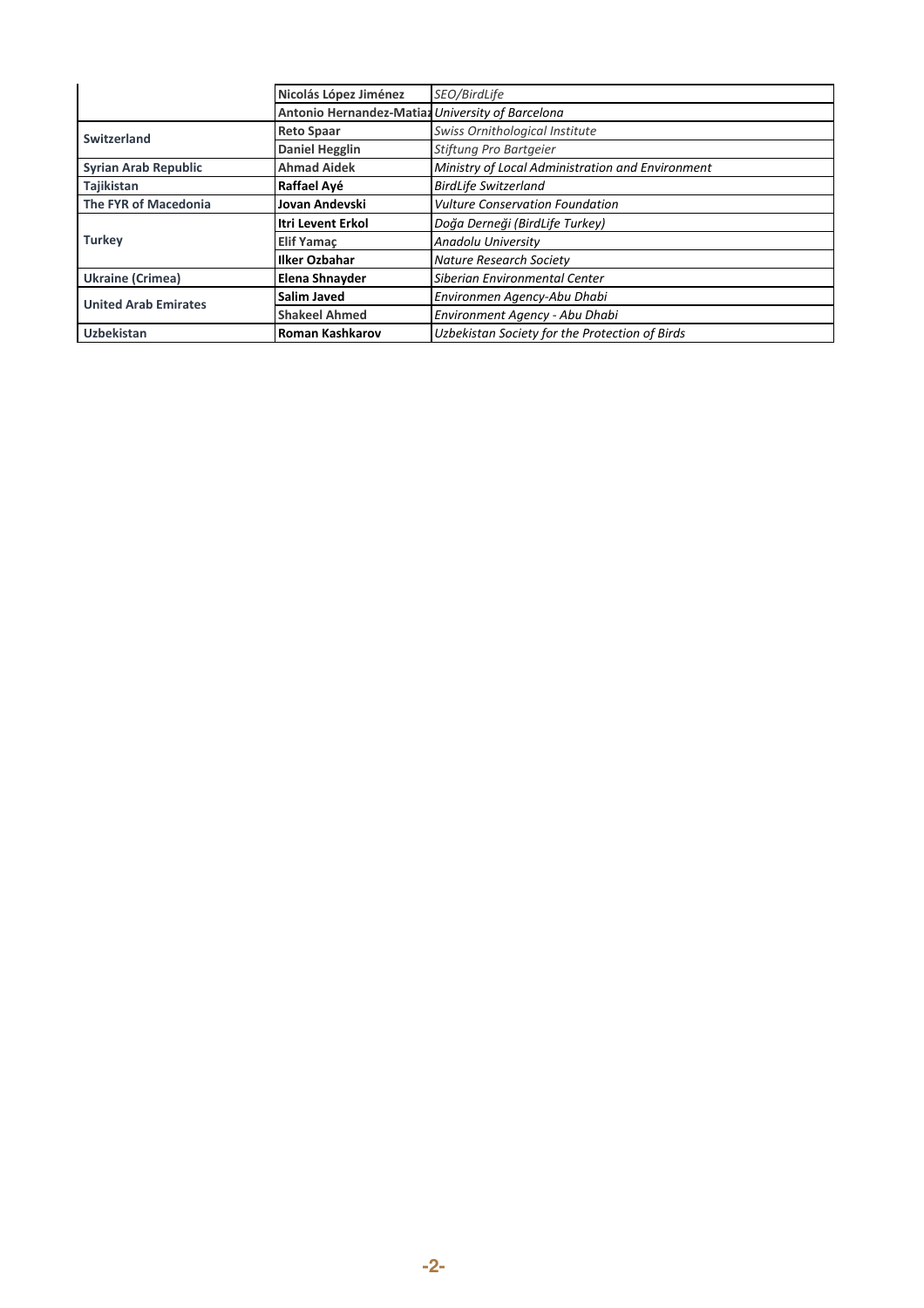| | | |
|---|---|---|
| | **Nicolás López Jiménez** | *SEO/BirdLife* |
| | **Antonio Hernandez-Matias** | *University of Barcelona* |
| **Switzerland** | **Reto Spaar** | *Swiss Ornithological Institute* |
| | **Daniel Hegglin** | *Stiftung Pro Bartgeier* |
| **Syrian Arab Republic** | **Ahmad Aidek** | *Ministry of Local Administration and Environment* |
| **Tajikistan** | **Raffael Ayé** | *BirdLife Switzerland* |
| **The FYR of Macedonia** | **Jovan Andevski** | *Vulture Conservation Foundation* |
| **Turkey** | **Itri Levent Erkol** | *Doğa Derneği (BirdLife Turkey)* |
| | **Elif Yamaç** | *Anadolu University* |
| | **Ilker Ozbahar** | *Nature Research Society* |
| **Ukraine (Crimea)** | **Elena Shnayder** | *Siberian Environmental Center* |
| **United Arab Emirates** | **Salim Javed** | *Environmen Agency-Abu Dhabi* |
| | **Shakeel Ahmed** | *Environment Agency - Abu Dhabi* |
| **Uzbekistan** | **Roman Kashkarov** | *Uzbekistan Society for the Protection of Birds* |